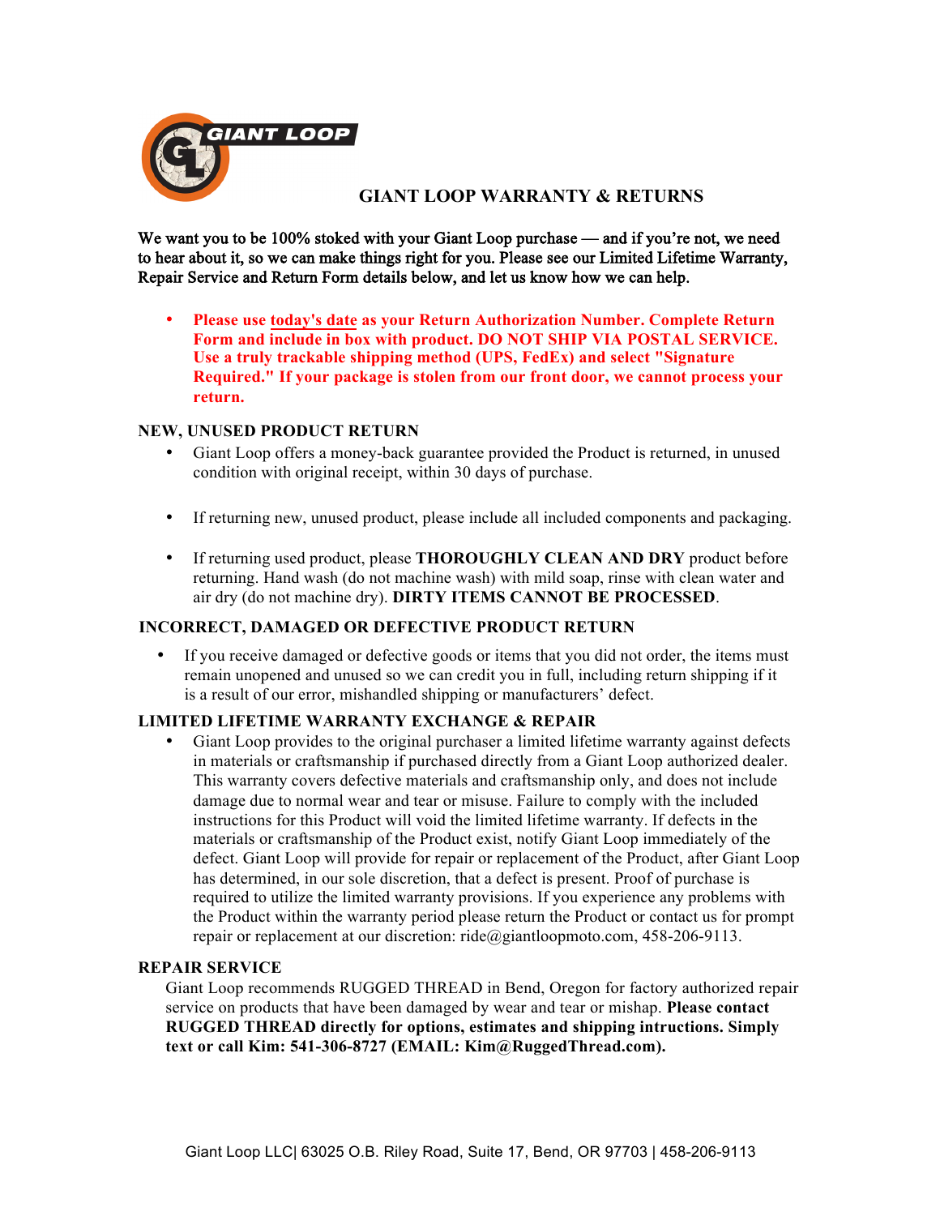# GIANT LOOP WARRANTY & RETURNS

We want you to be 100% stoked with your Giant Loop purchase — and if you're not, we need to hear about it, so we can make things right for you. Please see our Limited Lifetime Warranty, Repair Service and Return Form details below, and let us know how we can help.

- **Please use today's date as your Return Authorization Number. Complete Return Form and include in box with product. DO NOT SHIP VIA POSTAL SERVICE. Use a truly trackable shipping method (UPS, FedEx) and select "Signature Required." If your package is stolen from our front door, we cannot process your return.**

## NEW, UNUSED PRODUCT RETURN

- Giant Loop offers a money-back guarantee provided the Product is returned, in unused condition with original receipt, within 30 days of purchase.
- If returning new, unused product, please include all included components and packaging.
- If returning used product, please **THOROUGHLY CLEAN AND DRY** product before returning. Hand wash (do not machine wash) with mild soap, rinse with clean water and air dry (do not machine dry). **DIRTY ITEMS CANNOT BE PROCESSED**.

## INCORRECT, DAMAGED OR DEFECTIVE PRODUCT RETURN

- If you receive damaged or defective goods or items that you did not order, the items must remain unopened and unused so we can credit you in full, including return shipping if it is a result of our error, mishandled shipping or manufacturers' defect.

## LIMITED LIFETIME WARRANTY EXCHANGE & REPAIR

- Giant Loop provides to the original purchaser a limited lifetime warranty against defects in materials or craftsmanship if purchased directly from a Giant Loop authorized dealer. This warranty covers defective materials and craftsmanship only, and does not include damage due to normal wear and tear or misuse. Failure to comply with the included instructions for this Product will void the limited lifetime warranty. If defects in the materials or craftsmanship of the Product exist, notify Giant Loop immediately of the defect. Giant Loop will provide for repair or replacement of the Product, after Giant Loop has determined, in our sole discretion, that a defect is present. Proof of purchase is required to utilize the limited warranty provisions. If you experience any problems with the Product within the warranty period please return the Product or contact us for prompt repair or replacement at our discretion: ride@giantloopmoto.com, 458-206-9113.

## REPAIR SERVICE

Giant Loop recommends RUGGED THREAD in Bend, Oregon for factory authorized repair service on products that have been damaged by wear and tear or mishap. **Please contact RUGGED THREAD directly for options, estimates and shipping intructions. Simply text or call Kim: 541-306-8727 (EMAIL: Kim@RuggedThread.com).**

Giant Loop LLC| 63025 O.B. Riley Road, Suite 17, Bend, OR 97703 | 458-206-9113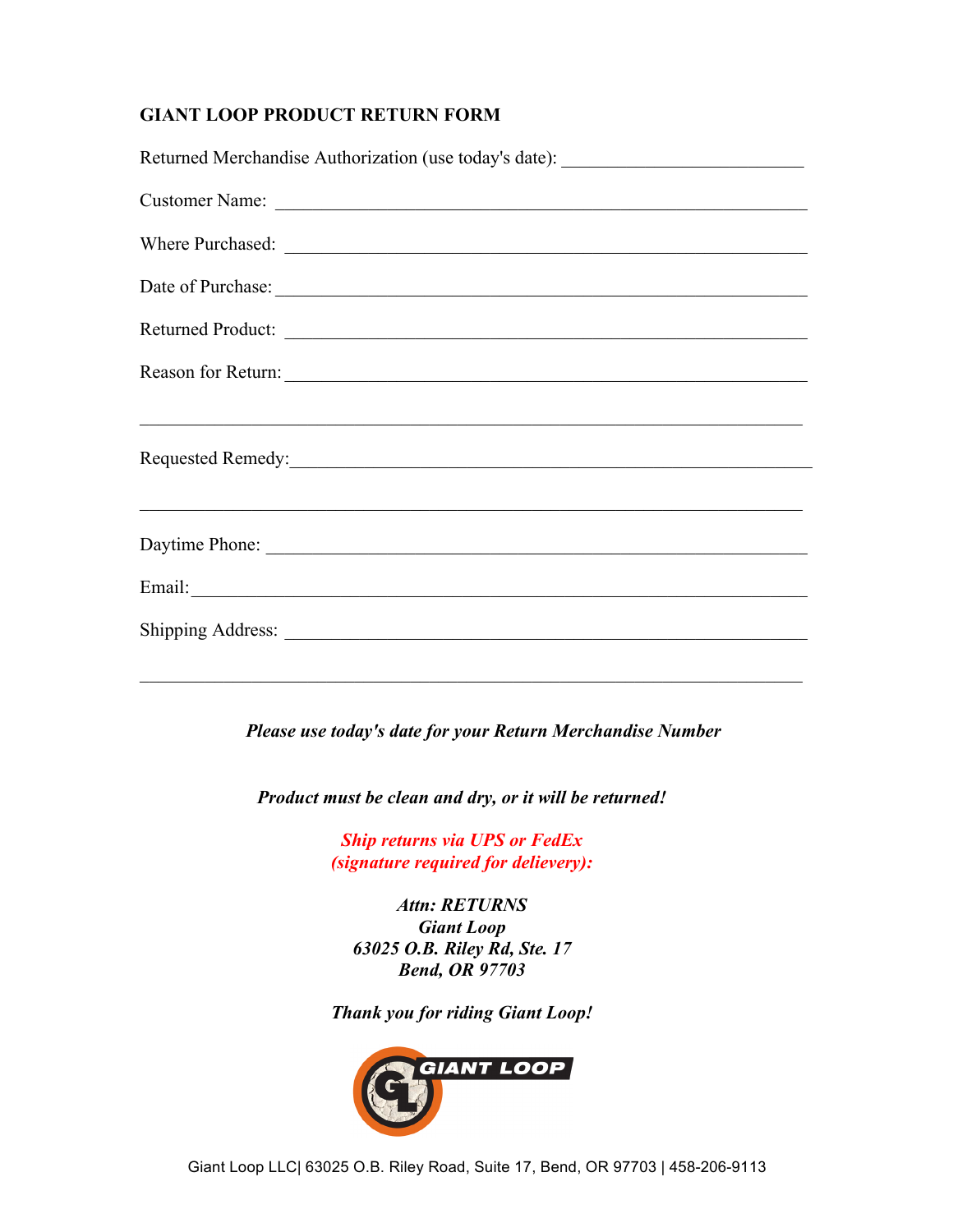**GIANT LOOP PRODUCT RETURN FORM**

Returned Merchandise Authorization (use today's date): ___________________________

Customer Name: ___________________________________________________________

Where Purchased: _________________________________________________________

Date of Purchase: _________________________________________________________

Returned Product: _________________________________________________________

Reason for Return: _________________________________________________________

___________________________________________________________________________

Requested Remedy: _________________________________________________________

___________________________________________________________________________

Daytime Phone: ___________________________________________________________

Email: ____________________________________________________________________

Shipping Address: _________________________________________________________

___________________________________________________________________________

***Please use today's date for your Return Merchandise Number***

***Product must be clean and dry, or it will be returned!***

***Ship returns via UPS or FedEx***
***(signature required for delievery):***

***Attn: RETURNS***
***Giant Loop***
***63025 O.B. Riley Rd, Ste. 17***
***Bend, OR 97703***

***Thank you for riding Giant Loop!***

GIANT LOOP

Giant Loop LLC| 63025 O.B. Riley Road, Suite 17, Bend, OR 97703 | 458-206-9113